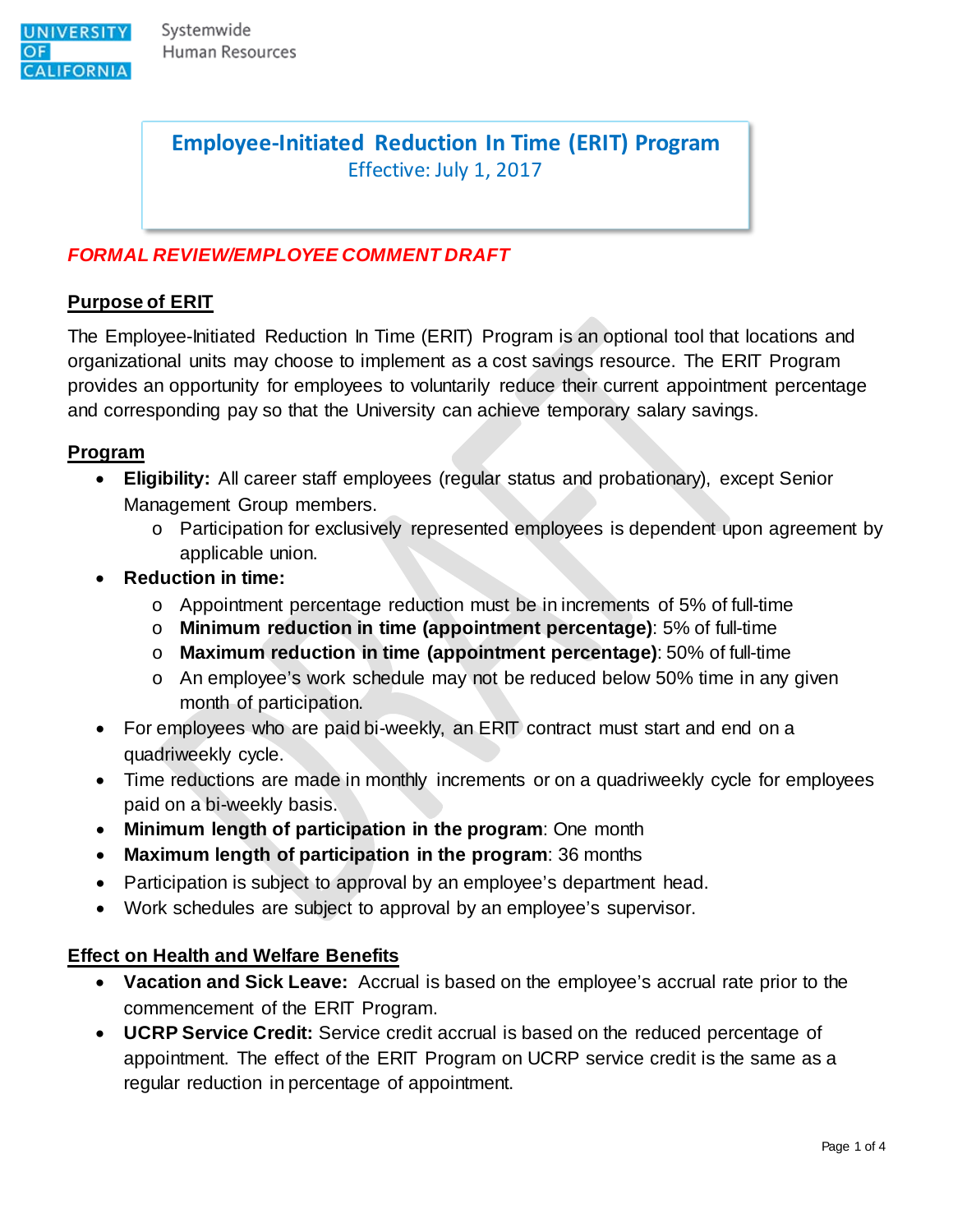# Employee-Initiated Reduction In Time (ERIT) Program

Effective: July 1, 2017

***FORMAL REVIEW/EMPLOYEE COMMENT DRAFT***

## Purpose of ERIT

The Employee-Initiated Reduction In Time (ERIT) Program is an optional tool that locations and organizational units may choose to implement as a cost savings resource. The ERIT Program provides an opportunity for employees to voluntarily reduce their current appointment percentage and corresponding pay so that the University can achieve temporary salary savings.

## Program

- **Eligibility:** All career staff employees (regular status and probationary), except Senior Management Group members.
  - Participation for exclusively represented employees is dependent upon agreement by applicable union.
- **Reduction in time:**
  - Appointment percentage reduction must be in increments of 5% of full-time
  - **Minimum reduction in time (appointment percentage)**: 5% of full-time
  - **Maximum reduction in time (appointment percentage)**: 50% of full-time
  - An employee's work schedule may not be reduced below 50% time in any given month of participation.
- For employees who are paid bi-weekly, an ERIT contract must start and end on a quadriweekly cycle.
- Time reductions are made in monthly increments or on a quadriweekly cycle for employees paid on a bi-weekly basis.
- **Minimum length of participation in the program**: One month
- **Maximum length of participation in the program**: 36 months
- Participation is subject to approval by an employee's department head.
- Work schedules are subject to approval by an employee's supervisor.

## Effect on Health and Welfare Benefits

- **Vacation and Sick Leave:** Accrual is based on the employee's accrual rate prior to the commencement of the ERIT Program.
- **UCRP Service Credit:** Service credit accrual is based on the reduced percentage of appointment. The effect of the ERIT Program on UCRP service credit is the same as a regular reduction in percentage of appointment.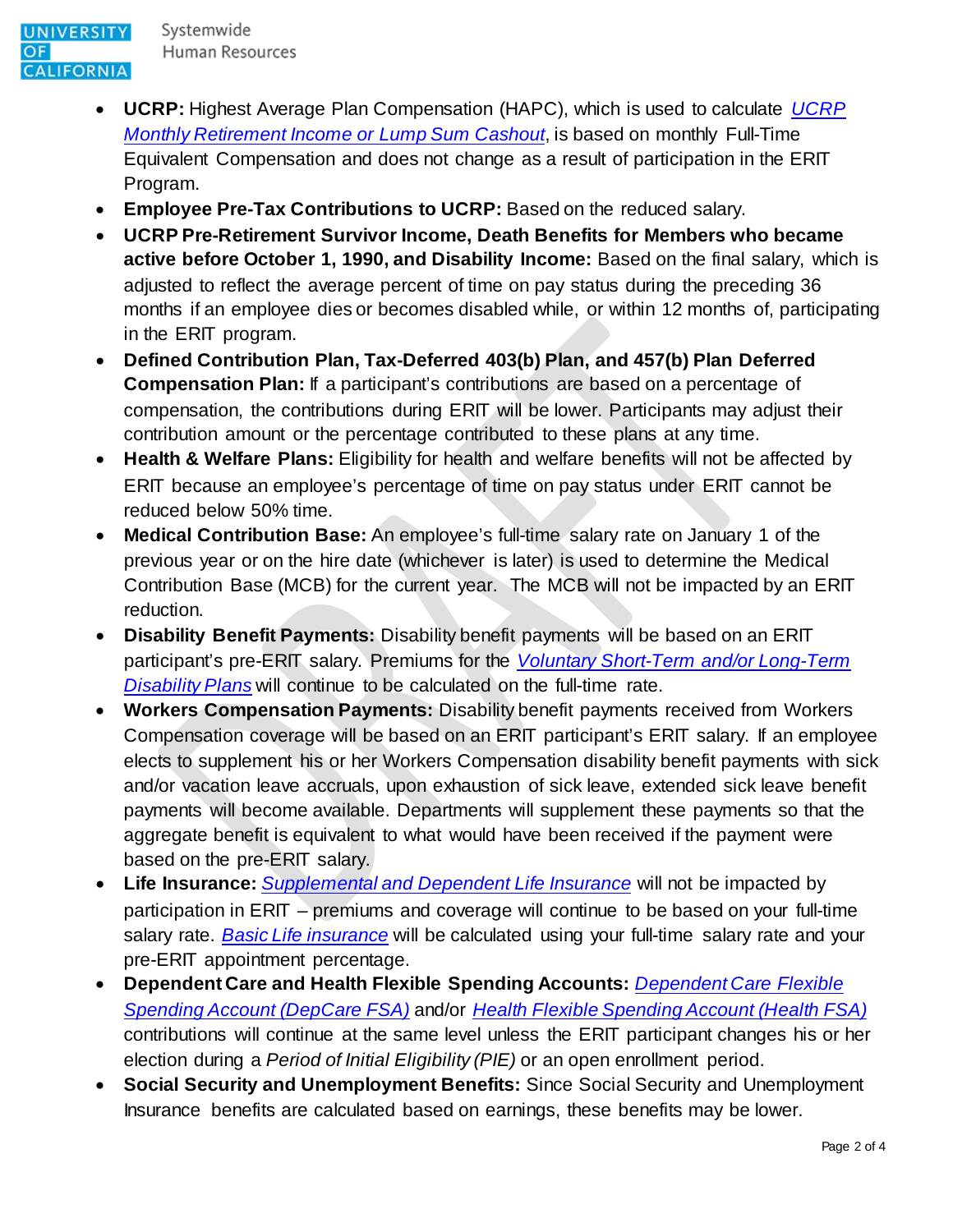- **UCRP:** Highest Average Plan Compensation (HAPC), which is used to calculate *UCRP Monthly Retirement Income or Lump Sum Cashout*, is based on monthly Full-Time Equivalent Compensation and does not change as a result of participation in the ERIT Program.
- **Employee Pre-Tax Contributions to UCRP:** Based on the reduced salary.
- **UCRP Pre-Retirement Survivor Income, Death Benefits for Members who became active before October 1, 1990, and Disability Income:** Based on the final salary, which is adjusted to reflect the average percent of time on pay status during the preceding 36 months if an employee dies or becomes disabled while, or within 12 months of, participating in the ERIT program.
- **Defined Contribution Plan, Tax-Deferred 403(b) Plan, and 457(b) Plan Deferred Compensation Plan:** If a participant's contributions are based on a percentage of compensation, the contributions during ERIT will be lower. Participants may adjust their contribution amount or the percentage contributed to these plans at any time.
- **Health & Welfare Plans:** Eligibility for health and welfare benefits will not be affected by ERIT because an employee's percentage of time on pay status under ERIT cannot be reduced below 50% time.
- **Medical Contribution Base:** An employee's full-time salary rate on January 1 of the previous year or on the hire date (whichever is later) is used to determine the Medical Contribution Base (MCB) for the current year. The MCB will not be impacted by an ERIT reduction.
- **Disability Benefit Payments:** Disability benefit payments will be based on an ERIT participant's pre-ERIT salary. Premiums for the *Voluntary Short-Term and/or Long-Term Disability Plans* will continue to be calculated on the full-time rate.
- **Workers Compensation Payments:** Disability benefit payments received from Workers Compensation coverage will be based on an ERIT participant's ERIT salary. If an employee elects to supplement his or her Workers Compensation disability benefit payments with sick and/or vacation leave accruals, upon exhaustion of sick leave, extended sick leave benefit payments will become available. Departments will supplement these payments so that the aggregate benefit is equivalent to what would have been received if the payment were based on the pre-ERIT salary.
- **Life Insurance:** *Supplemental and Dependent Life Insurance* will not be impacted by participation in ERIT – premiums and coverage will continue to be based on your full-time salary rate. *Basic Life insurance* will be calculated using your full-time salary rate and your pre-ERIT appointment percentage.
- **Dependent Care and Health Flexible Spending Accounts:** *Dependent Care Flexible Spending Account (DepCare FSA)* and/or *Health Flexible Spending Account (Health FSA)* contributions will continue at the same level unless the ERIT participant changes his or her election during a *Period of Initial Eligibility (PIE)* or an open enrollment period.
- **Social Security and Unemployment Benefits:** Since Social Security and Unemployment Insurance benefits are calculated based on earnings, these benefits may be lower.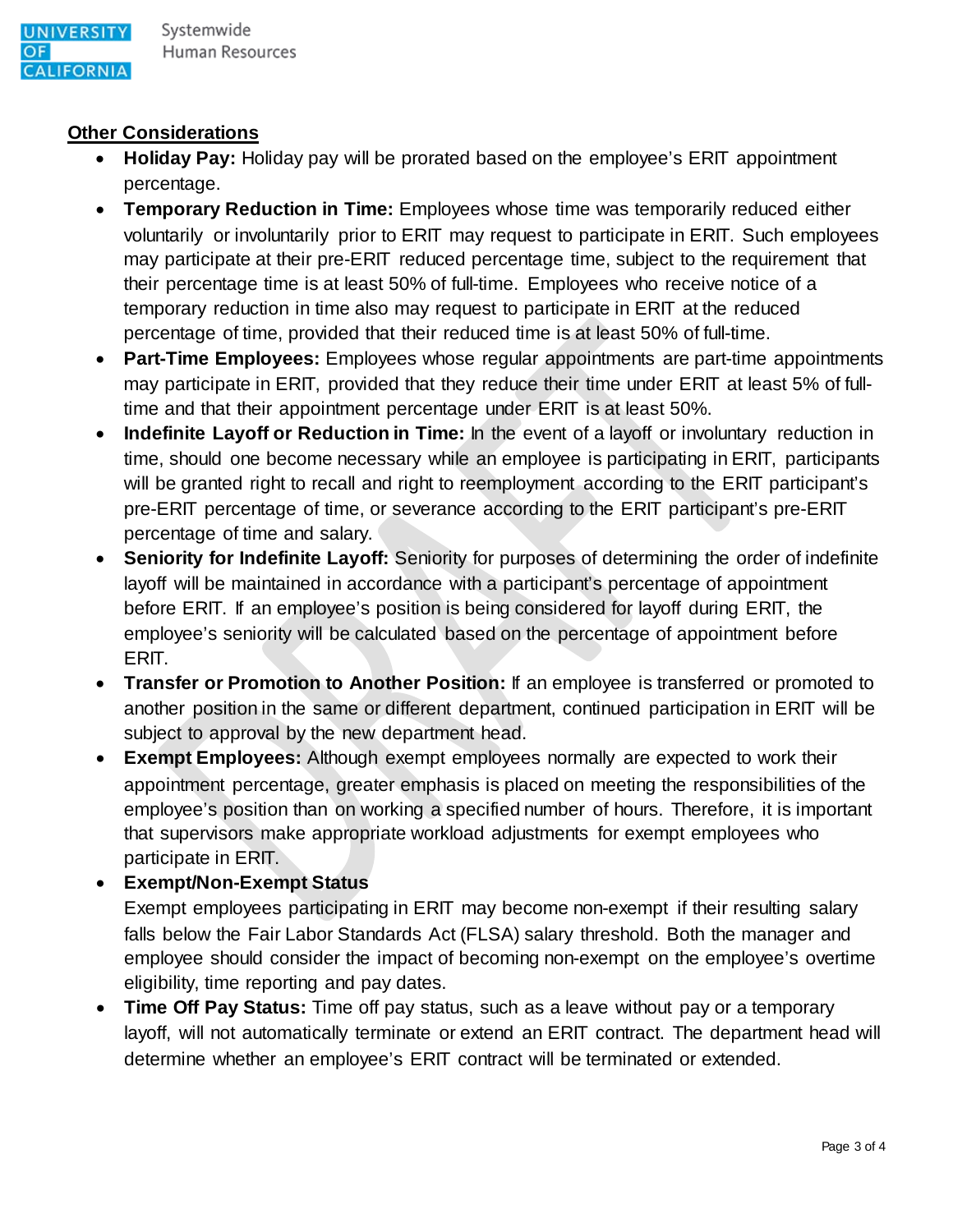## Other Considerations

- **Holiday Pay:** Holiday pay will be prorated based on the employee's ERIT appointment percentage.
- **Temporary Reduction in Time:** Employees whose time was temporarily reduced either voluntarily or involuntarily prior to ERIT may request to participate in ERIT. Such employees may participate at their pre-ERIT reduced percentage time, subject to the requirement that their percentage time is at least 50% of full-time. Employees who receive notice of a temporary reduction in time also may request to participate in ERIT at the reduced percentage of time, provided that their reduced time is at least 50% of full-time.
- **Part-Time Employees:** Employees whose regular appointments are part-time appointments may participate in ERIT, provided that they reduce their time under ERIT at least 5% of full-time and that their appointment percentage under ERIT is at least 50%.
- **Indefinite Layoff or Reduction in Time:** In the event of a layoff or involuntary reduction in time, should one become necessary while an employee is participating in ERIT, participants will be granted right to recall and right to reemployment according to the ERIT participant's pre-ERIT percentage of time, or severance according to the ERIT participant's pre-ERIT percentage of time and salary.
- **Seniority for Indefinite Layoff:** Seniority for purposes of determining the order of indefinite layoff will be maintained in accordance with a participant's percentage of appointment before ERIT. If an employee's position is being considered for layoff during ERIT, the employee's seniority will be calculated based on the percentage of appointment before ERIT.
- **Transfer or Promotion to Another Position:** If an employee is transferred or promoted to another position in the same or different department, continued participation in ERIT will be subject to approval by the new department head.
- **Exempt Employees:** Although exempt employees normally are expected to work their appointment percentage, greater emphasis is placed on meeting the responsibilities of the employee's position than on working a specified number of hours. Therefore, it is important that supervisors make appropriate workload adjustments for exempt employees who participate in ERIT.
- **Exempt/Non-Exempt Status**
  Exempt employees participating in ERIT may become non-exempt if their resulting salary falls below the Fair Labor Standards Act (FLSA) salary threshold. Both the manager and employee should consider the impact of becoming non-exempt on the employee's overtime eligibility, time reporting and pay dates.
- **Time Off Pay Status:** Time off pay status, such as a leave without pay or a temporary layoff, will not automatically terminate or extend an ERIT contract. The department head will determine whether an employee's ERIT contract will be terminated or extended.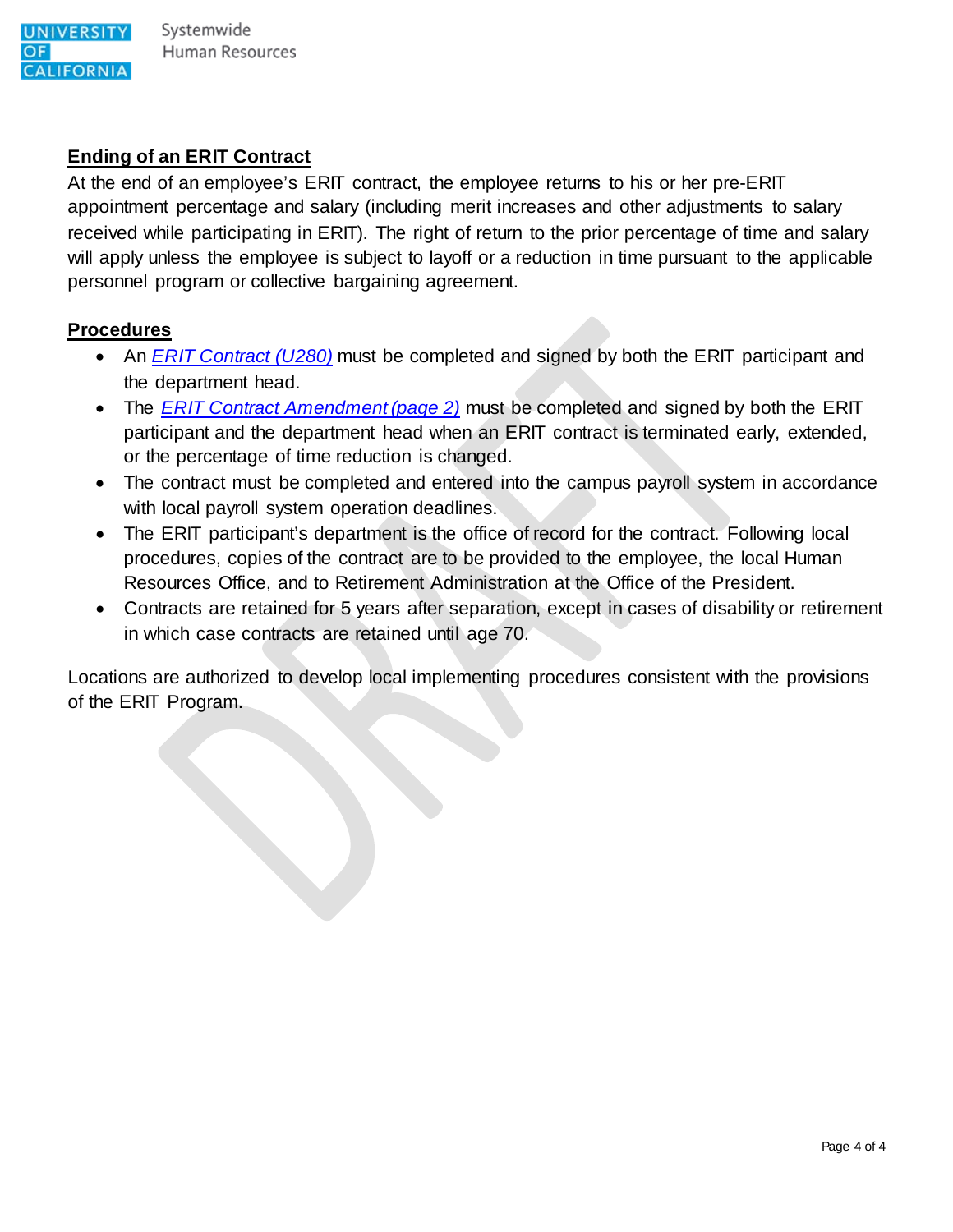**Ending of an ERIT Contract**

At the end of an employee's ERIT contract, the employee returns to his or her pre-ERIT appointment percentage and salary (including merit increases and other adjustments to salary received while participating in ERIT). The right of return to the prior percentage of time and salary will apply unless the employee is subject to layoff or a reduction in time pursuant to the applicable personnel program or collective bargaining agreement.

**Procedures**

- An *ERIT Contract (U280)* must be completed and signed by both the ERIT participant and the department head.
- The *ERIT Contract Amendment (page 2)* must be completed and signed by both the ERIT participant and the department head when an ERIT contract is terminated early, extended, or the percentage of time reduction is changed.
- The contract must be completed and entered into the campus payroll system in accordance with local payroll system operation deadlines.
- The ERIT participant's department is the office of record for the contract. Following local procedures, copies of the contract are to be provided to the employee, the local Human Resources Office, and to Retirement Administration at the Office of the President.
- Contracts are retained for 5 years after separation, except in cases of disability or retirement in which case contracts are retained until age 70.

Locations are authorized to develop local implementing procedures consistent with the provisions of the ERIT Program.